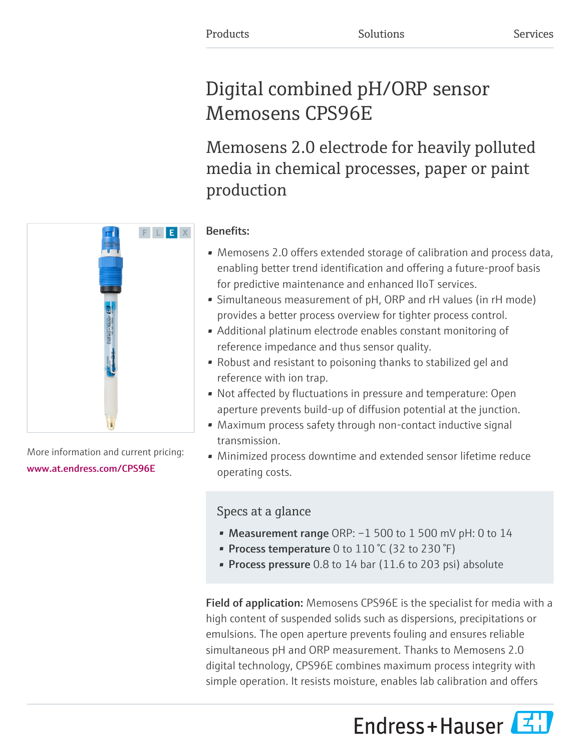Products Solutions Services

# Digital combined pH/ORP sensor Memosens CPS96E

## Memosens 2.0 electrode for heavily polluted media in chemical processes, paper or paint production

More information and current pricing:
www.at.endress.com/CPS96E

**Benefits:**

- Memosens 2.0 offers extended storage of calibration and process data, enabling better trend identification and offering a future-proof basis for predictive maintenance and enhanced IIoT services.
- Simultaneous measurement of pH, ORP and rH values (in rH mode) provides a better process overview for tighter process control.
- Additional platinum electrode enables constant monitoring of reference impedance and thus sensor quality.
- Robust and resistant to poisoning thanks to stabilized gel and reference with ion trap.
- Not affected by fluctuations in pressure and temperature: Open aperture prevents build-up of diffusion potential at the junction.
- Maximum process safety through non-contact inductive signal transmission.
- Minimized process downtime and extended sensor lifetime reduce operating costs.

### Specs at a glance

- **Measurement range** ORP: −1 500 to 1 500 mV pH: 0 to 14
- **Process temperature** 0 to 110 °C (32 to 230 °F)
- **Process pressure** 0.8 to 14 bar (11.6 to 203 psi) absolute

**Field of application:** Memosens CPS96E is the specialist for media with a high content of suspended solids such as dispersions, precipitations or emulsions. The open aperture prevents fouling and ensures reliable simultaneous pH and ORP measurement. Thanks to Memosens 2.0 digital technology, CPS96E combines maximum process integrity with simple operation. It resists moisture, enables lab calibration and offers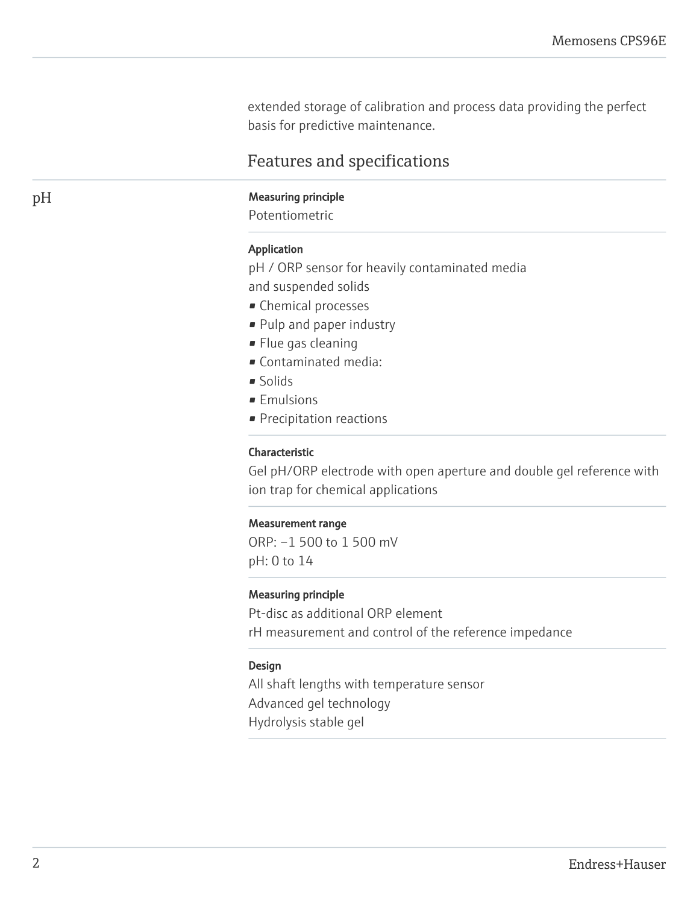extended storage of calibration and process data providing the perfect basis for predictive maintenance.

## Features and specifications

### pH

**Measuring principle**

Potentiometric

**Application**

pH / ORP sensor for heavily contaminated media and suspended solids

- Chemical processes
- Pulp and paper industry
- Flue gas cleaning
- Contaminated media:
- Solids
- Emulsions
- Precipitation reactions

**Characteristic**

Gel pH/ORP electrode with open aperture and double gel reference with ion trap for chemical applications

**Measurement range**

ORP: −1 500 to 1 500 mV
pH: 0 to 14

**Measuring principle**

Pt-disc as additional ORP element
rH measurement and control of the reference impedance

**Design**

All shaft lengths with temperature sensor
Advanced gel technology
Hydrolysis stable gel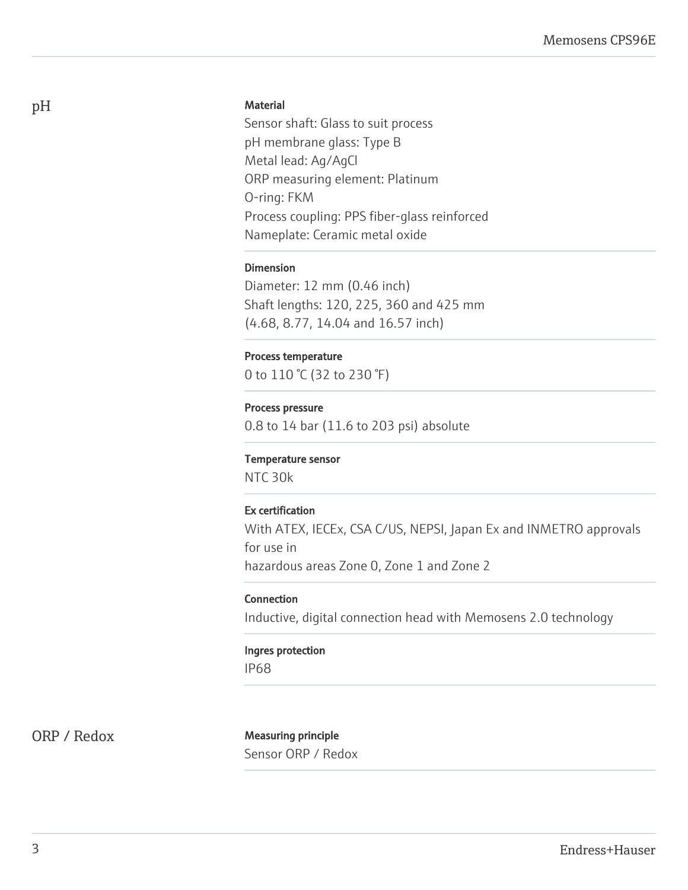## pH

### Material

Sensor shaft: Glass to suit process
pH membrane glass: Type B
Metal lead: Ag/AgCl
ORP measuring element: Platinum
O-ring: FKM
Process coupling: PPS fiber-glass reinforced
Nameplate: Ceramic metal oxide

### Dimension

Diameter: 12 mm (0.46 inch)
Shaft lengths: 120, 225, 360 and 425 mm
(4.68, 8.77, 14.04 and 16.57 inch)

### Process temperature

0 to 110 °C (32 to 230 °F)

### Process pressure

0.8 to 14 bar (11.6 to 203 psi) absolute

### Temperature sensor

NTC 30k

### Ex certification

With ATEX, IECEx, CSA C/US, NEPSI, Japan Ex and INMETRO approvals for use in
hazardous areas Zone 0, Zone 1 and Zone 2

### Connection

Inductive, digital connection head with Memosens 2.0 technology

### Ingres protection

IP68

## ORP / Redox

### Measuring principle

Sensor ORP / Redox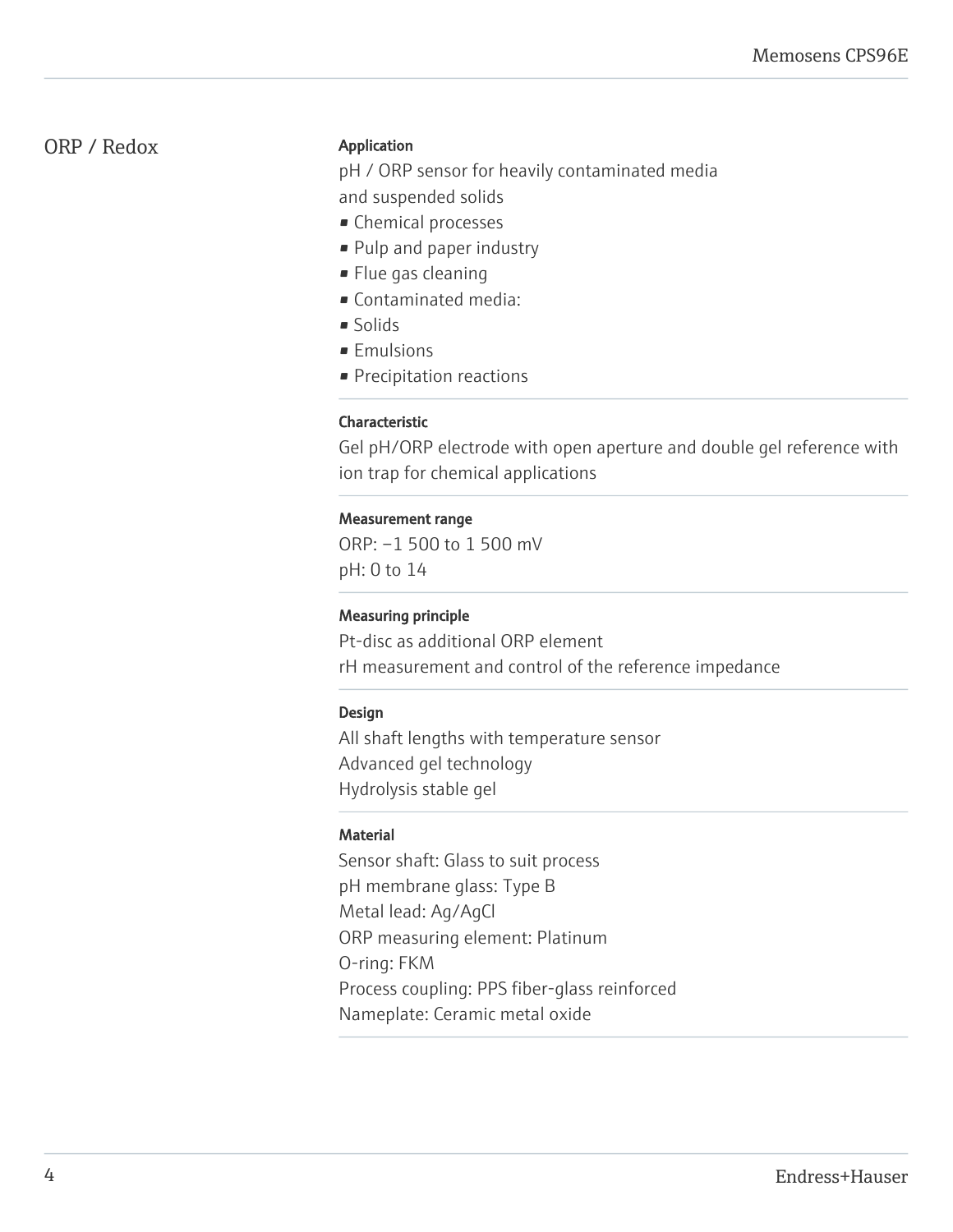## ORP / Redox

### Application

pH / ORP sensor for heavily contaminated media
and suspended solids

- Chemical processes
- Pulp and paper industry
- Flue gas cleaning
- Contaminated media:
- Solids
- Emulsions
- Precipitation reactions

### Characteristic

Gel pH/ORP electrode with open aperture and double gel reference with ion trap for chemical applications

### Measurement range

ORP: −1 500 to 1 500 mV
pH: 0 to 14

### Measuring principle

Pt-disc as additional ORP element
rH measurement and control of the reference impedance

### Design

All shaft lengths with temperature sensor
Advanced gel technology
Hydrolysis stable gel

### Material

Sensor shaft: Glass to suit process
pH membrane glass: Type B
Metal lead: Ag/AgCl
ORP measuring element: Platinum
O-ring: FKM
Process coupling: PPS fiber-glass reinforced
Nameplate: Ceramic metal oxide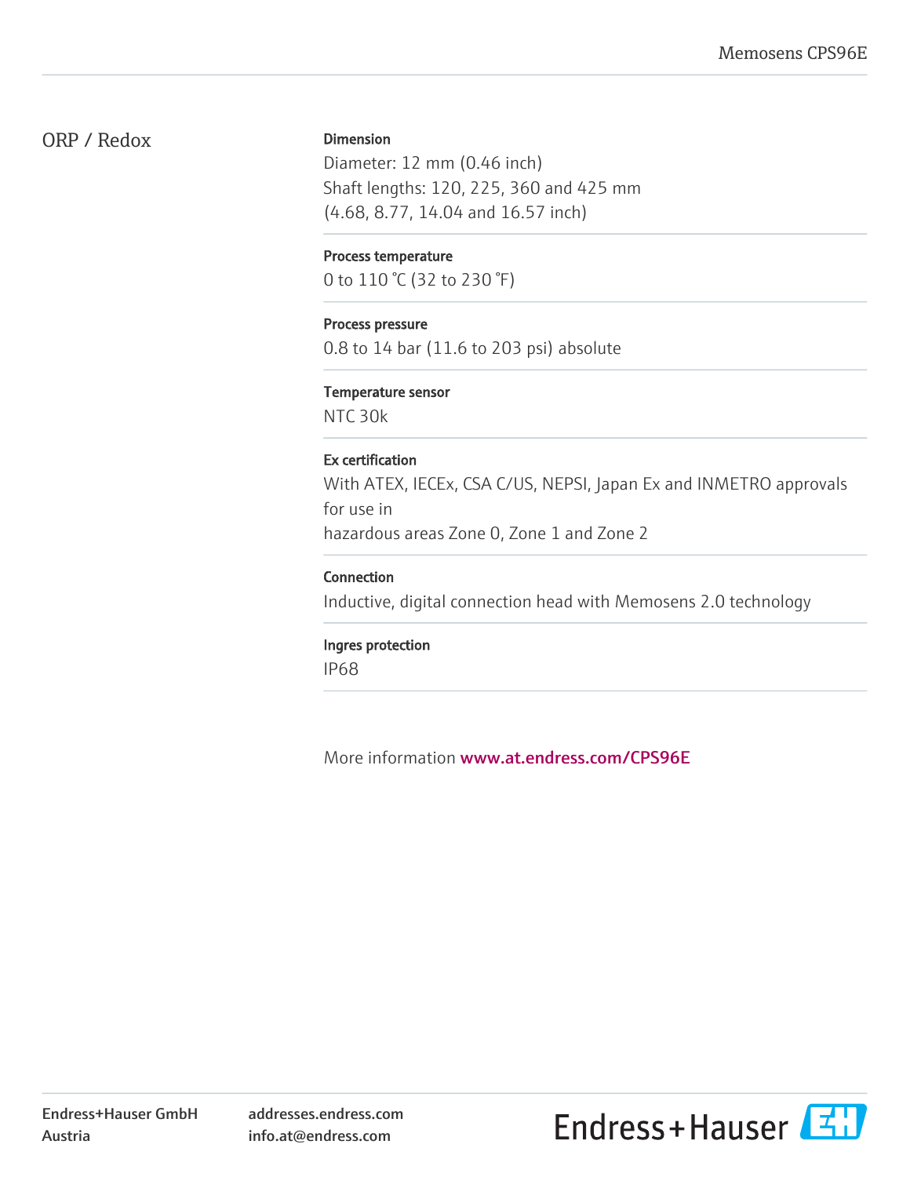## ORP / Redox

**Dimension**
Diameter: 12 mm (0.46 inch)
Shaft lengths: 120, 225, 360 and 425 mm
(4.68, 8.77, 14.04 and 16.57 inch)

**Process temperature**
0 to 110 °C (32 to 230 °F)

**Process pressure**
0.8 to 14 bar (11.6 to 203 psi) absolute

**Temperature sensor**
NTC 30k

**Ex certification**
With ATEX, IECEx, CSA C/US, NEPSI, Japan Ex and INMETRO approvals for use in
hazardous areas Zone 0, Zone 1 and Zone 2

**Connection**
Inductive, digital connection head with Memosens 2.0 technology

**Ingres protection**
IP68

More information **www.at.endress.com/CPS96E**

Endress+Hauser GmbH
Austria

addresses.endress.com
info.at@endress.com

Endress+Hauser